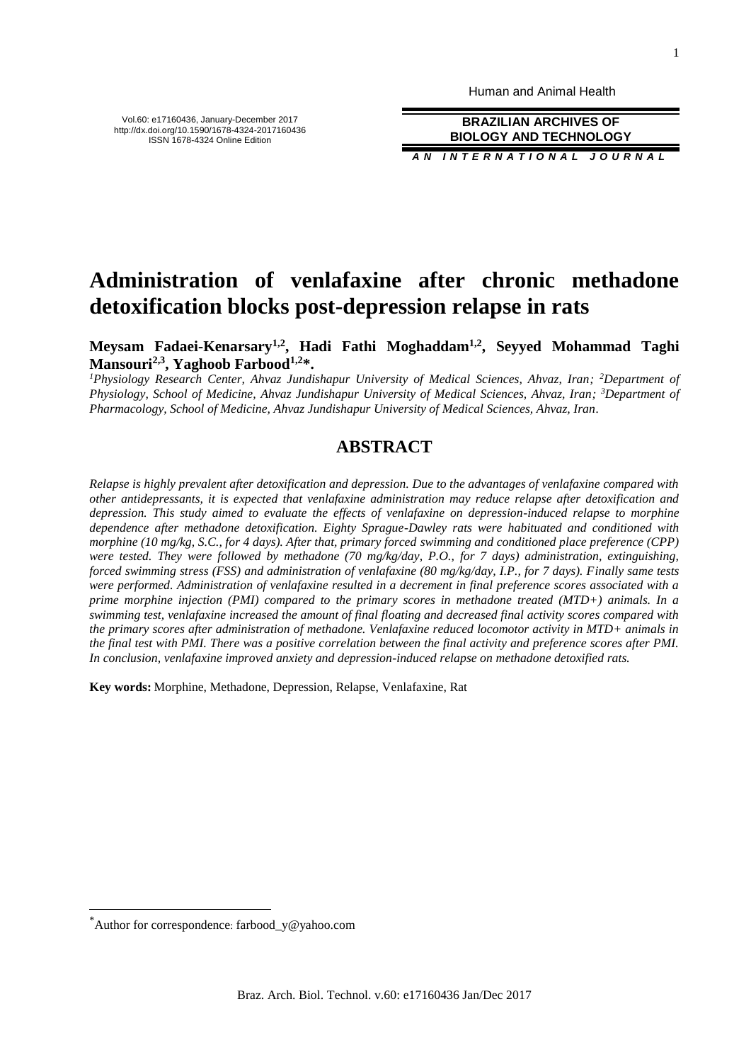# Administration of venlafaxine after chronic methadone detoxification blocks post-depression relapse in rats

**Meysam Fadaei-Kenarsary[1,2], Hadi Fathi Moghaddam[1,2], Seyyed Mohammad Taghi Mansouri[2,3], Yaghoob Farbood[1,2]*.**

*[1]Physiology Research Center, Ahvaz Jundishapur University of Medical Sciences, Ahvaz, Iran; [2]Department of Physiology, School of Medicine, Ahvaz Jundishapur University of Medical Sciences, Ahvaz, Iran; [3]Department of Pharmacology, School of Medicine, Ahvaz Jundishapur University of Medical Sciences, Ahvaz, Iran.*

## ABSTRACT

*Relapse is highly prevalent after detoxification and depression. Due to the advantages of venlafaxine compared with other antidepressants, it is expected that venlafaxine administration may reduce relapse after detoxification and depression. This study aimed to evaluate the effects of venlafaxine on depression-induced relapse to morphine dependence after methadone detoxification. Eighty Sprague-Dawley rats were habituated and conditioned with morphine (10 mg/kg, S.C., for 4 days). After that, primary forced swimming and conditioned place preference (CPP) were tested. They were followed by methadone (70 mg/kg/day, P.O., for 7 days) administration, extinguishing, forced swimming stress (FSS) and administration of venlafaxine (80 mg/kg/day, I.P., for 7 days). Finally same tests were performed. Administration of venlafaxine resulted in a decrement in final preference scores associated with a prime morphine injection (PMI) compared to the primary scores in methadone treated (MTD+) animals. In a swimming test, venlafaxine increased the amount of final floating and decreased final activity scores compared with the primary scores after administration of methadone. Venlafaxine reduced locomotor activity in MTD+ animals in the final test with PMI. There was a positive correlation between the final activity and preference scores after PMI. In conclusion, venlafaxine improved anxiety and depression-induced relapse on methadone detoxified rats.*

**Key words:** Morphine, Methadone, Depression, Relapse, Venlafaxine, Rat

*Author for correspondence: farbood_y@yahoo.com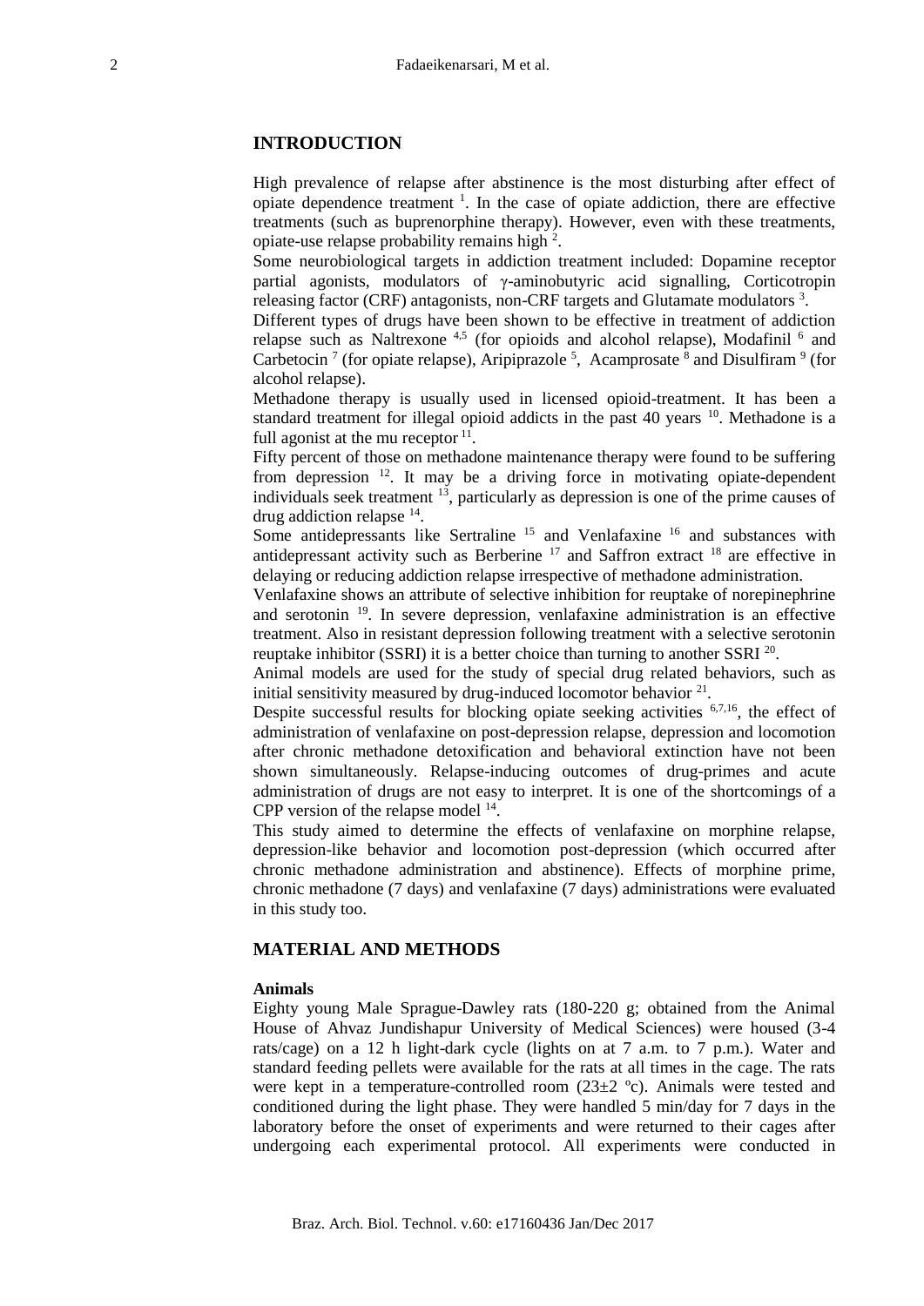## INTRODUCTION

High prevalence of relapse after abstinence is the most disturbing after effect of opiate dependence treatment [1]. In the case of opiate addiction, there are effective treatments (such as buprenorphine therapy). However, even with these treatments, opiate-use relapse probability remains high [2].

Some neurobiological targets in addiction treatment included: Dopamine receptor partial agonists, modulators of γ-aminobutyric acid signalling, Corticotropin releasing factor (CRF) antagonists, non-CRF targets and Glutamate modulators [3].

Different types of drugs have been shown to be effective in treatment of addiction relapse such as Naltrexone [4,5] (for opioids and alcohol relapse), Modafinil [6] and Carbetocin [7] (for opiate relapse), Aripiprazole [5], Acamprosate [8] and Disulfiram [9] (for alcohol relapse).

Methadone therapy is usually used in licensed opioid-treatment. It has been a standard treatment for illegal opioid addicts in the past 40 years [10]. Methadone is a full agonist at the mu receptor [11].

Fifty percent of those on methadone maintenance therapy were found to be suffering from depression [12]. It may be a driving force in motivating opiate-dependent individuals seek treatment [13], particularly as depression is one of the prime causes of drug addiction relapse [14].

Some antidepressants like Sertraline [15] and Venlafaxine [16] and substances with antidepressant activity such as Berberine [17] and Saffron extract [18] are effective in delaying or reducing addiction relapse irrespective of methadone administration.

Venlafaxine shows an attribute of selective inhibition for reuptake of norepinephrine and serotonin [19]. In severe depression, venlafaxine administration is an effective treatment. Also in resistant depression following treatment with a selective serotonin reuptake inhibitor (SSRI) it is a better choice than turning to another SSRI [20].

Animal models are used for the study of special drug related behaviors, such as initial sensitivity measured by drug-induced locomotor behavior [21].

Despite successful results for blocking opiate seeking activities [6,7,16], the effect of administration of venlafaxine on post-depression relapse, depression and locomotion after chronic methadone detoxification and behavioral extinction have not been shown simultaneously. Relapse-inducing outcomes of drug-primes and acute administration of drugs are not easy to interpret. It is one of the shortcomings of a CPP version of the relapse model [14].

This study aimed to determine the effects of venlafaxine on morphine relapse, depression-like behavior and locomotion post-depression (which occurred after chronic methadone administration and abstinence). Effects of morphine prime, chronic methadone (7 days) and venlafaxine (7 days) administrations were evaluated in this study too.

## MATERIAL AND METHODS

### Animals

Eighty young Male Sprague-Dawley rats (180-220 g; obtained from the Animal House of Ahvaz Jundishapur University of Medical Sciences) were housed (3-4 rats/cage) on a 12 h light-dark cycle (lights on at 7 a.m. to 7 p.m.). Water and standard feeding pellets were available for the rats at all times in the cage. The rats were kept in a temperature-controlled room (23±2 ºc). Animals were tested and conditioned during the light phase. They were handled 5 min/day for 7 days in the laboratory before the onset of experiments and were returned to their cages after undergoing each experimental protocol. All experiments were conducted in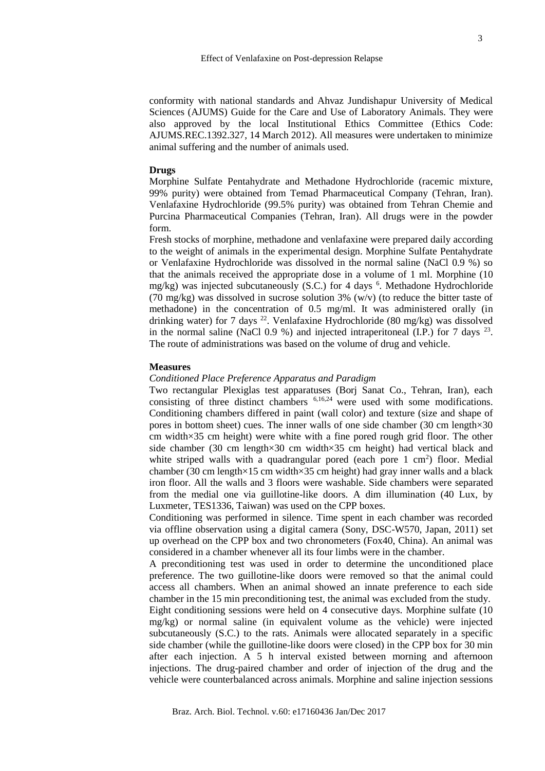conformity with national standards and Ahvaz Jundishapur University of Medical Sciences (AJUMS) Guide for the Care and Use of Laboratory Animals. They were also approved by the local Institutional Ethics Committee (Ethics Code: AJUMS.REC.1392.327, 14 March 2012). All measures were undertaken to minimize animal suffering and the number of animals used.

**Drugs**

Morphine Sulfate Pentahydrate and Methadone Hydrochloride (racemic mixture, 99% purity) were obtained from Temad Pharmaceutical Company (Tehran, Iran). Venlafaxine Hydrochloride (99.5% purity) was obtained from Tehran Chemie and Purcina Pharmaceutical Companies (Tehran, Iran). All drugs were in the powder form.

Fresh stocks of morphine, methadone and venlafaxine were prepared daily according to the weight of animals in the experimental design. Morphine Sulfate Pentahydrate or Venlafaxine Hydrochloride was dissolved in the normal saline (NaCl 0.9 %) so that the animals received the appropriate dose in a volume of 1 ml. Morphine (10 mg/kg) was injected subcutaneously (S.C.) for 4 days [6]. Methadone Hydrochloride (70 mg/kg) was dissolved in sucrose solution 3% (w/v) (to reduce the bitter taste of methadone) in the concentration of 0.5 mg/ml. It was administered orally (in drinking water) for 7 days [22]. Venlafaxine Hydrochloride (80 mg/kg) was dissolved in the normal saline (NaCl 0.9 %) and injected intraperitoneal (I.P.) for 7 days [23]. The route of administrations was based on the volume of drug and vehicle.

**Measures**

*Conditioned Place Preference Apparatus and Paradigm*

Two rectangular Plexiglas test apparatuses (Borj Sanat Co., Tehran, Iran), each consisting of three distinct chambers [6,16,24] were used with some modifications. Conditioning chambers differed in paint (wall color) and texture (size and shape of pores in bottom sheet) cues. The inner walls of one side chamber (30 cm length×30 cm width×35 cm height) were white with a fine pored rough grid floor. The other side chamber (30 cm length×30 cm width×35 cm height) had vertical black and white striped walls with a quadrangular pored (each pore 1 cm$^2$) floor. Medial chamber (30 cm length×15 cm width×35 cm height) had gray inner walls and a black iron floor. All the walls and 3 floors were washable. Side chambers were separated from the medial one via guillotine-like doors. A dim illumination (40 Lux, by Luxmeter, TES1336, Taiwan) was used on the CPP boxes.

Conditioning was performed in silence. Time spent in each chamber was recorded via offline observation using a digital camera (Sony, DSC-W570, Japan, 2011) set up overhead on the CPP box and two chronometers (Fox40, China). An animal was considered in a chamber whenever all its four limbs were in the chamber.

A preconditioning test was used in order to determine the unconditioned place preference. The two guillotine-like doors were removed so that the animal could access all chambers. When an animal showed an innate preference to each side chamber in the 15 min preconditioning test, the animal was excluded from the study.

Eight conditioning sessions were held on 4 consecutive days. Morphine sulfate (10 mg/kg) or normal saline (in equivalent volume as the vehicle) were injected subcutaneously (S.C.) to the rats. Animals were allocated separately in a specific side chamber (while the guillotine-like doors were closed) in the CPP box for 30 min after each injection. A 5 h interval existed between morning and afternoon injections. The drug-paired chamber and order of injection of the drug and the vehicle were counterbalanced across animals. Morphine and saline injection sessions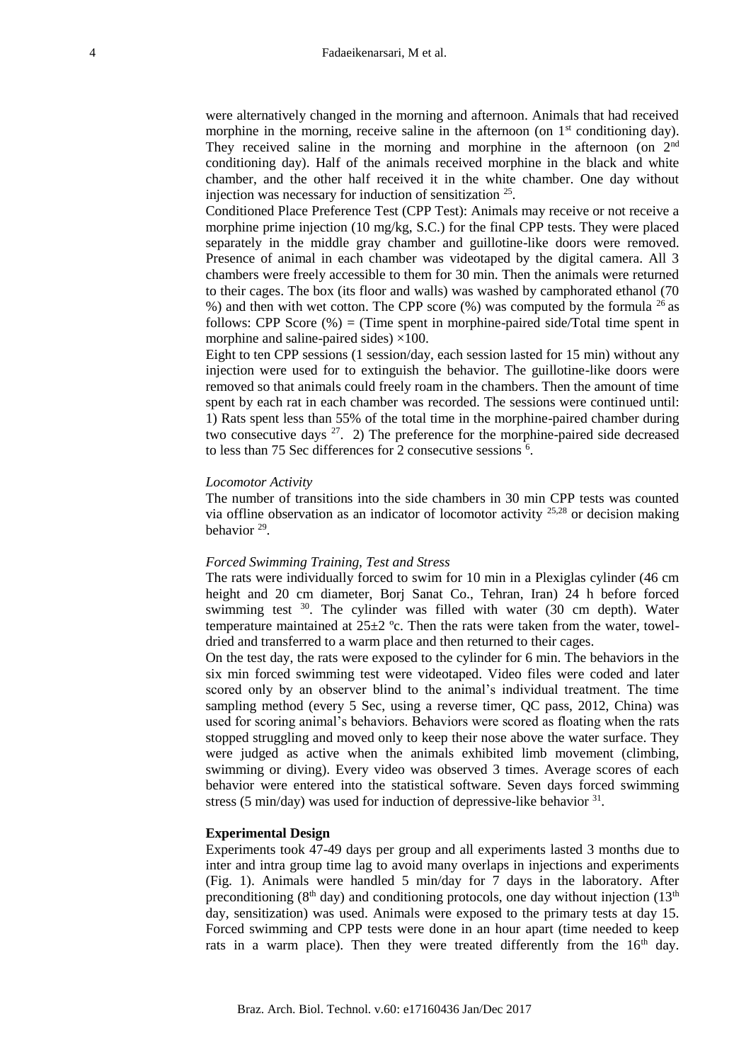were alternatively changed in the morning and afternoon. Animals that had received morphine in the morning, receive saline in the afternoon (on 1st conditioning day). They received saline in the morning and morphine in the afternoon (on 2nd conditioning day). Half of the animals received morphine in the black and white chamber, and the other half received it in the white chamber. One day without injection was necessary for induction of sensitization [25].

Conditioned Place Preference Test (CPP Test): Animals may receive or not receive a morphine prime injection (10 mg/kg, S.C.) for the final CPP tests. They were placed separately in the middle gray chamber and guillotine-like doors were removed. Presence of animal in each chamber was videotaped by the digital camera. All 3 chambers were freely accessible to them for 30 min. Then the animals were returned to their cages. The box (its floor and walls) was washed by camphorated ethanol (70 %) and then with wet cotton. The CPP score (%) was computed by the formula [26] as follows: CPP Score (%) = (Time spent in morphine-paired side/Total time spent in morphine and saline-paired sides) ×100.

Eight to ten CPP sessions (1 session/day, each session lasted for 15 min) without any injection were used for to extinguish the behavior. The guillotine-like doors were removed so that animals could freely roam in the chambers. Then the amount of time spent by each rat in each chamber was recorded. The sessions were continued until: 1) Rats spent less than 55% of the total time in the morphine-paired chamber during two consecutive days [27]. 2) The preference for the morphine-paired side decreased to less than 75 Sec differences for 2 consecutive sessions [6].

*Locomotor Activity*

The number of transitions into the side chambers in 30 min CPP tests was counted via offline observation as an indicator of locomotor activity [25,28] or decision making behavior [29].

*Forced Swimming Training, Test and Stress*

The rats were individually forced to swim for 10 min in a Plexiglas cylinder (46 cm height and 20 cm diameter, Borj Sanat Co., Tehran, Iran) 24 h before forced swimming test [30]. The cylinder was filled with water (30 cm depth). Water temperature maintained at 25±2 ºc. Then the rats were taken from the water, towel-dried and transferred to a warm place and then returned to their cages.

On the test day, the rats were exposed to the cylinder for 6 min. The behaviors in the six min forced swimming test were videotaped. Video files were coded and later scored only by an observer blind to the animal's individual treatment. The time sampling method (every 5 Sec, using a reverse timer, QC pass, 2012, China) was used for scoring animal's behaviors. Behaviors were scored as floating when the rats stopped struggling and moved only to keep their nose above the water surface. They were judged as active when the animals exhibited limb movement (climbing, swimming or diving). Every video was observed 3 times. Average scores of each behavior were entered into the statistical software. Seven days forced swimming stress (5 min/day) was used for induction of depressive-like behavior [31].

**Experimental Design**

Experiments took 47-49 days per group and all experiments lasted 3 months due to inter and intra group time lag to avoid many overlaps in injections and experiments (Fig. 1). Animals were handled 5 min/day for 7 days in the laboratory. After preconditioning (8th day) and conditioning protocols, one day without injection (13th day, sensitization) was used. Animals were exposed to the primary tests at day 15. Forced swimming and CPP tests were done in an hour apart (time needed to keep rats in a warm place). Then they were treated differently from the 16th day.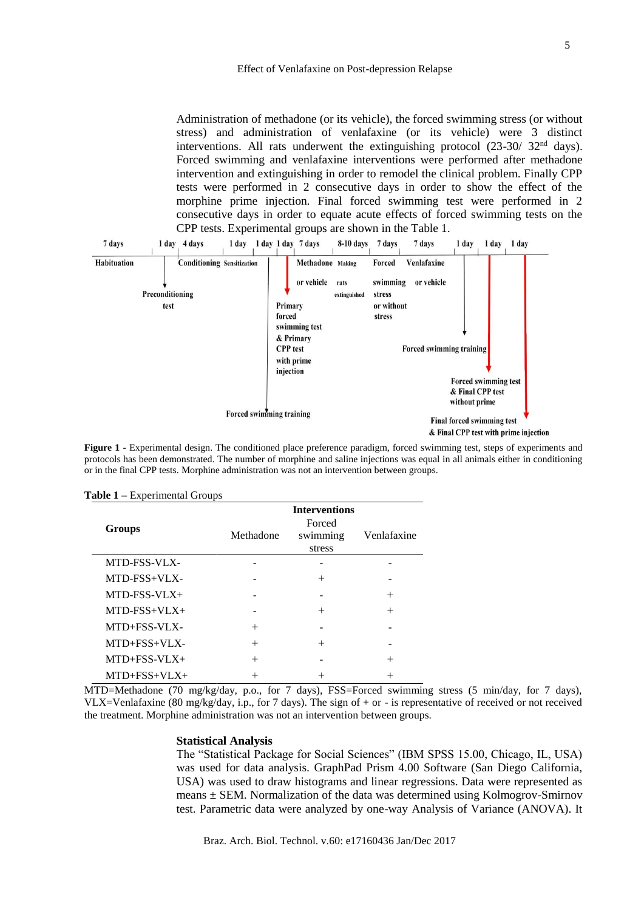Administration of methadone (or its vehicle), the forced swimming stress (or without stress) and administration of venlafaxine (or its vehicle) were 3 distinct interventions. All rats underwent the extinguishing protocol (23-30/ 32nd days). Forced swimming and venlafaxine interventions were performed after methadone intervention and extinguishing in order to remodel the clinical problem. Finally CPP tests were performed in 2 consecutive days in order to show the effect of the morphine prime injection. Final forced swimming test were performed in 2 consecutive days in order to equate acute effects of forced swimming tests on the CPP tests. Experimental groups are shown in the Table 1.

**Figure 1** - Experimental design. The conditioned place preference paradigm, forced swimming test, steps of experiments and protocols has been demonstrated. The number of morphine and saline injections was equal in all animals either in conditioning or in the final CPP tests. Morphine administration was not an intervention between groups.

**Table 1 –** Experimental Groups

| Groups | Interventions | | |
|---|---|---|---|
| | Methadone | Forced swimming stress | Venlafaxine |
| MTD-FSS-VLX- | - | - | - |
| MTD-FSS+VLX- | - | + | - |
| MTD-FSS-VLX+ | - | - | + |
| MTD-FSS+VLX+ | - | + | + |
| MTD+FSS-VLX- | + | - | - |
| MTD+FSS+VLX- | + | + | - |
| MTD+FSS-VLX+ | + | - | + |
| MTD+FSS+VLX+ | + | + | + |

MTD=Methadone (70 mg/kg/day, p.o., for 7 days), FSS=Forced swimming stress (5 min/day, for 7 days), VLX=Venlafaxine (80 mg/kg/day, i.p., for 7 days). The sign of + or - is representative of received or not received the treatment. Morphine administration was not an intervention between groups.

### Statistical Analysis

The "Statistical Package for Social Sciences" (IBM SPSS 15.00, Chicago, IL, USA) was used for data analysis. GraphPad Prism 4.00 Software (San Diego California, USA) was used to draw histograms and linear regressions. Data were represented as means ± SEM. Normalization of the data was determined using Kolmogrov-Smirnov test. Parametric data were analyzed by one-way Analysis of Variance (ANOVA). It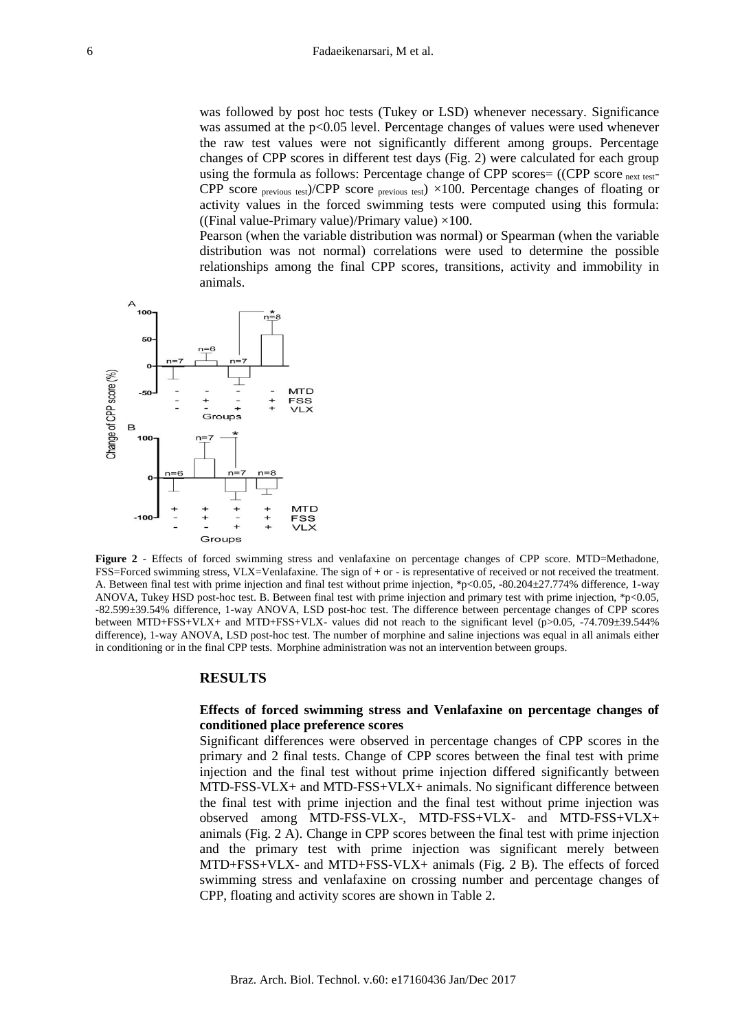was followed by post hoc tests (Tukey or LSD) whenever necessary. Significance was assumed at the $p<0.05$ level. Percentage changes of values were used whenever the raw test values were not significantly different among groups. Percentage changes of CPP scores in different test days (Fig. 2) were calculated for each group using the formula as follows: Percentage change of CPP scores= ((CPP score $_{\text{next test}}$- CPP score $_{\text{previous test}}$)/CPP score $_{\text{previous test}}$) ×100. Percentage changes of floating or activity values in the forced swimming tests were computed using this formula: ((Final value-Primary value)/Primary value) ×100.

Pearson (when the variable distribution was normal) or Spearman (when the variable distribution was not normal) correlations were used to determine the possible relationships among the final CPP scores, transitions, activity and immobility in animals.

**Figure 2** - Effects of forced swimming stress and venlafaxine on percentage changes of CPP score. MTD=Methadone, FSS=Forced swimming stress, VLX=Venlafaxine. The sign of + or - is representative of received or not received the treatment. A. Between final test with prime injection and final test without prime injection, *$p<0.05$, -80.204±27.774% difference, 1-way ANOVA, Tukey HSD post-hoc test. B. Between final test with prime injection and primary test with prime injection, *$p<0.05$, -82.599±39.54% difference, 1-way ANOVA, LSD post-hoc test. The difference between percentage changes of CPP scores between MTD+FSS+VLX+ and MTD+FSS+VLX- values did not reach to the significant level ($p>0.05$, -74.709±39.544% difference), 1-way ANOVA, LSD post-hoc test. The number of morphine and saline injections was equal in all animals either in conditioning or in the final CPP tests. Morphine administration was not an intervention between groups.

## RESULTS

### Effects of forced swimming stress and Venlafaxine on percentage changes of conditioned place preference scores

Significant differences were observed in percentage changes of CPP scores in the primary and 2 final tests. Change of CPP scores between the final test with prime injection and the final test without prime injection differed significantly between MTD-FSS-VLX+ and MTD-FSS+VLX+ animals. No significant difference between the final test with prime injection and the final test without prime injection was observed among MTD-FSS-VLX-, MTD-FSS+VLX- and MTD-FSS+VLX+ animals (Fig. 2 A). Change in CPP scores between the final test with prime injection and the primary test with prime injection was significant merely between MTD+FSS+VLX- and MTD+FSS-VLX+ animals (Fig. 2 B). The effects of forced swimming stress and venlafaxine on crossing number and percentage changes of CPP, floating and activity scores are shown in Table 2.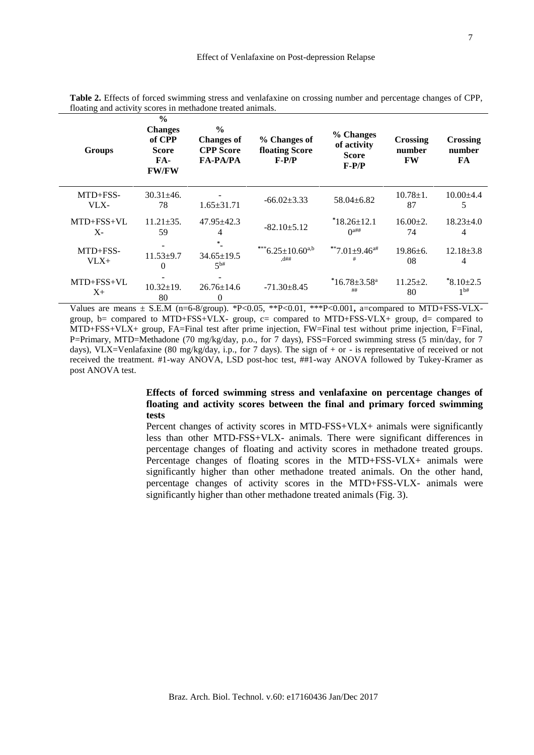**Table 2.** Effects of forced swimming stress and venlafaxine on crossing number and percentage changes of CPP, floating and activity scores in methadone treated animals.

| Groups | % Changes of CPP Score FA-FW/FW | % Changes of CPP Score FA-PA/PA | % Changes of floating Score F-P/P | % Changes of activity Score F-P/P | Crossing number FW | Crossing number FA |
|---|---|---|---|---|---|---|
| MTD+FSS-VLX- | 30.31±46.78 | -1.65±31.71 | -66.02±3.33 | 58.04±6.82 | 10.78±1.87 | 10.00±4.45 |
| MTD+FSS+VLX- | 11.21±35.59 | 47.95±42.34 | -82.10±5.12 | *18.26±12.10[a##] | 16.00±2.74 | 18.23±4.04 |
| MTD+FSS-VLX+ | -11.53±9.70 | *-34.65±19.55[b#] | ***6.25±10.60[a,b,d##] | **7.01±9.46[a##] | 19.86±6.08 | 12.18±3.84 |
| MTD+FSS+VLX+ | -10.32±19.80 | -26.76±14.60 | -71.30±8.45 | *16.78±3.58[a##] | 11.25±2.80 | *8.10±2.51[b#] |

Values are means ± S.E.M (n=6-8/group). *P<0.05, **P<0.01, ***P<0.001, a=compared to MTD+FSS-VLX- group, b= compared to MTD+FSS+VLX- group, c= compared to MTD+FSS-VLX+ group, d= compared to MTD+FSS+VLX+ group, FA=Final test after prime injection, FW=Final test without prime injection, F=Final, P=Primary, MTD=Methadone (70 mg/kg/day, p.o., for 7 days), FSS=Forced swimming stress (5 min/day, for 7 days), VLX=Venlafaxine (80 mg/kg/day, i.p., for 7 days). The sign of + or - is representative of received or not received the treatment. #1-way ANOVA, LSD post-hoc test, ##1-way ANOVA followed by Tukey-Kramer as post ANOVA test.

**Effects of forced swimming stress and venlafaxine on percentage changes of floating and activity scores between the final and primary forced swimming tests**

Percent changes of activity scores in MTD-FSS+VLX+ animals were significantly less than other MTD-FSS+VLX- animals. There were significant differences in percentage changes of floating and activity scores in methadone treated groups. Percentage changes of floating scores in the MTD+FSS-VLX+ animals were significantly higher than other methadone treated animals. On the other hand, percentage changes of activity scores in the MTD+FSS-VLX- animals were significantly higher than other methadone treated animals (Fig. 3).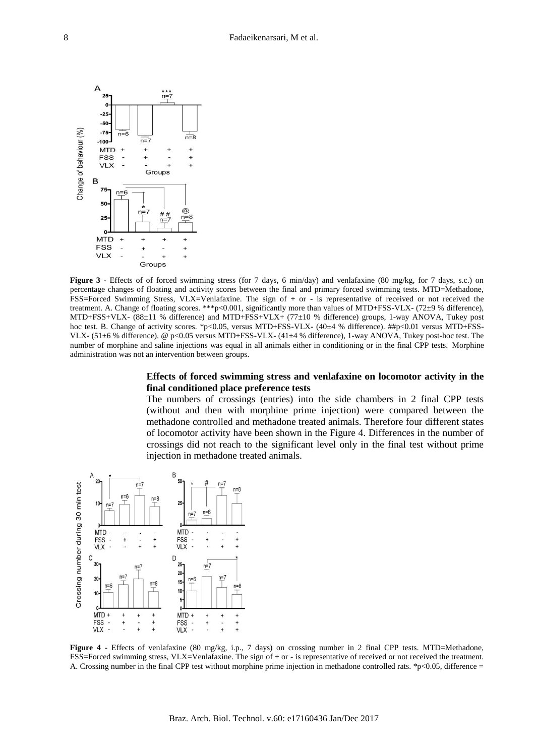**Figure 3** - Effects of of forced swimming stress (for 7 days, 6 min/day) and venlafaxine (80 mg/kg, for 7 days, s.c.) on percentage changes of floating and activity scores between the final and primary forced swimming tests. MTD=Methadone, FSS=Forced Swimming Stress, VLX=Venlafaxine. The sign of + or - is representative of received or not received the treatment. A. Change of floating scores. ***p<0.001, significantly more than values of MTD+FSS-VLX- (72±9 % difference), MTD+FSS+VLX- (88±11 % difference) and MTD+FSS+VLX+ (77±10 % difference) groups, 1-way ANOVA, Tukey post hoc test. B. Change of activity scores. *p<0.05, versus MTD+FSS-VLX- (40±4 % difference). ##p<0.01 versus MTD+FSS-VLX- (51±6 % difference). @ p<0.05 versus MTD+FSS-VLX- (41±4 % difference), 1-way ANOVA, Tukey post-hoc test. The number of morphine and saline injections was equal in all animals either in conditioning or in the final CPP tests. Morphine administration was not an intervention between groups.

### Effects of forced swimming stress and venlafaxine on locomotor activity in the final conditioned place preference tests

The numbers of crossings (entries) into the side chambers in 2 final CPP tests (without and then with morphine prime injection) were compared between the methadone controlled and methadone treated animals. Therefore four different states of locomotor activity have been shown in the Figure 4. Differences in the number of crossings did not reach to the significant level only in the final test without prime injection in methadone treated animals.

**Figure 4** - Effects of venlafaxine (80 mg/kg, i.p., 7 days) on crossing number in 2 final CPP tests. MTD=Methadone, FSS=Forced swimming stress, VLX=Venlafaxine. The sign of + or - is representative of received or not received the treatment. A. Crossing number in the final CPP test without morphine prime injection in methadone controlled rats. *p<0.05, difference =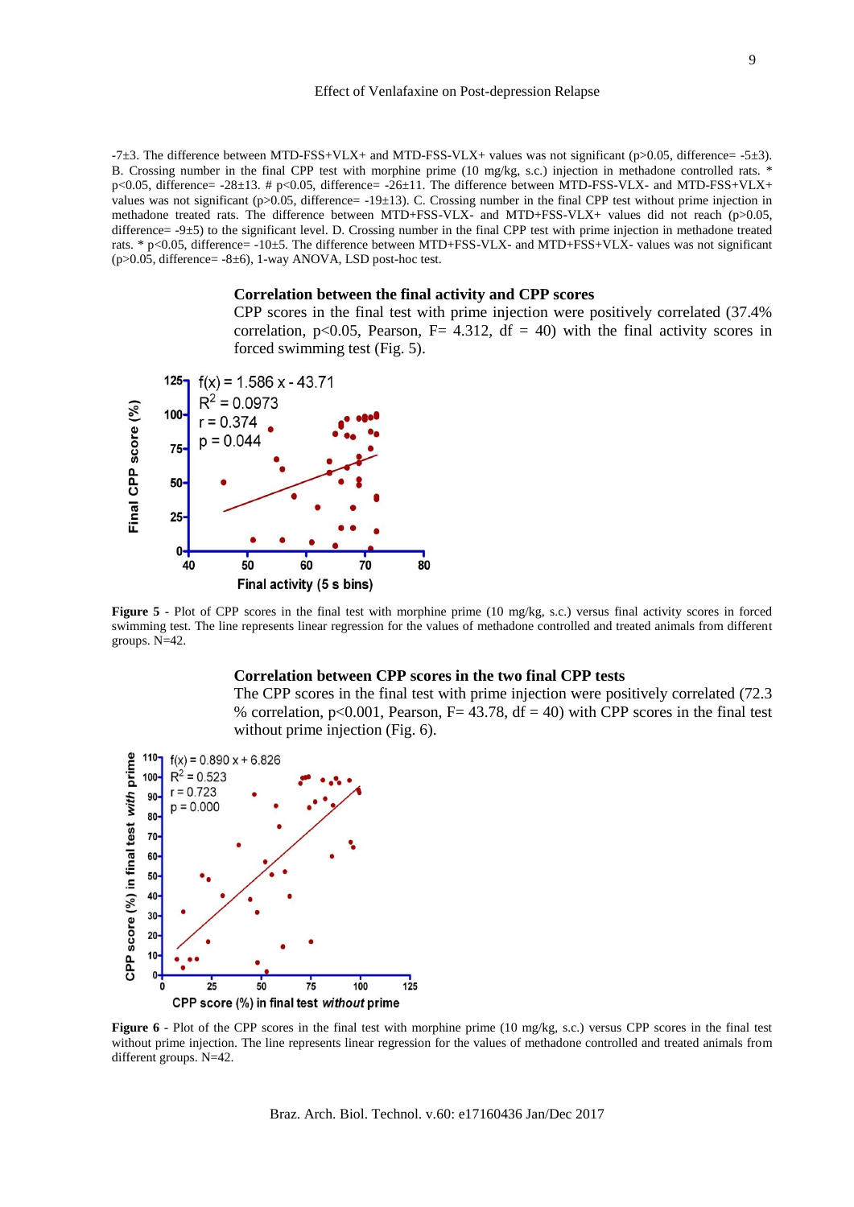-7±3. The difference between MTD-FSS+VLX+ and MTD-FSS-VLX+ values was not significant ($p>0.05$, difference= -5±3). B. Crossing number in the final CPP test with morphine prime (10 mg/kg, s.c.) injection in methadone controlled rats. * $p<0.05$, difference= -28±13. # $p<0.05$, difference= -26±11. The difference between MTD-FSS-VLX- and MTD-FSS+VLX+ values was not significant ($p>0.05$, difference= -19±13). C. Crossing number in the final CPP test without prime injection in methadone treated rats. The difference between MTD+FSS-VLX- and MTD+FSS-VLX+ values did not reach ($p>0.05$, difference= -9±5) to the significant level. D. Crossing number in the final CPP test with prime injection in methadone treated rats. * $p<0.05$, difference= -10±5. The difference between MTD+FSS-VLX- and MTD+FSS+VLX- values was not significant ($p>0.05$, difference= -8±6), 1-way ANOVA, LSD post-hoc test.

### Correlation between the final activity and CPP scores

CPP scores in the final test with prime injection were positively correlated (37.4% correlation, $p<0.05$, Pearson, $F= 4.312$, $df = 40$) with the final activity scores in forced swimming test (Fig. 5).

**Figure 5** - Plot of CPP scores in the final test with morphine prime (10 mg/kg, s.c.) versus final activity scores in forced swimming test. The line represents linear regression for the values of methadone controlled and treated animals from different groups. N=42.

### Correlation between CPP scores in the two final CPP tests

The CPP scores in the final test with prime injection were positively correlated (72.3 % correlation, $p<0.001$, Pearson, $F= 43.78$, $df = 40$) with CPP scores in the final test without prime injection (Fig. 6).

**Figure 6** - Plot of the CPP scores in the final test with morphine prime (10 mg/kg, s.c.) versus CPP scores in the final test without prime injection. The line represents linear regression for the values of methadone controlled and treated animals from different groups. N=42.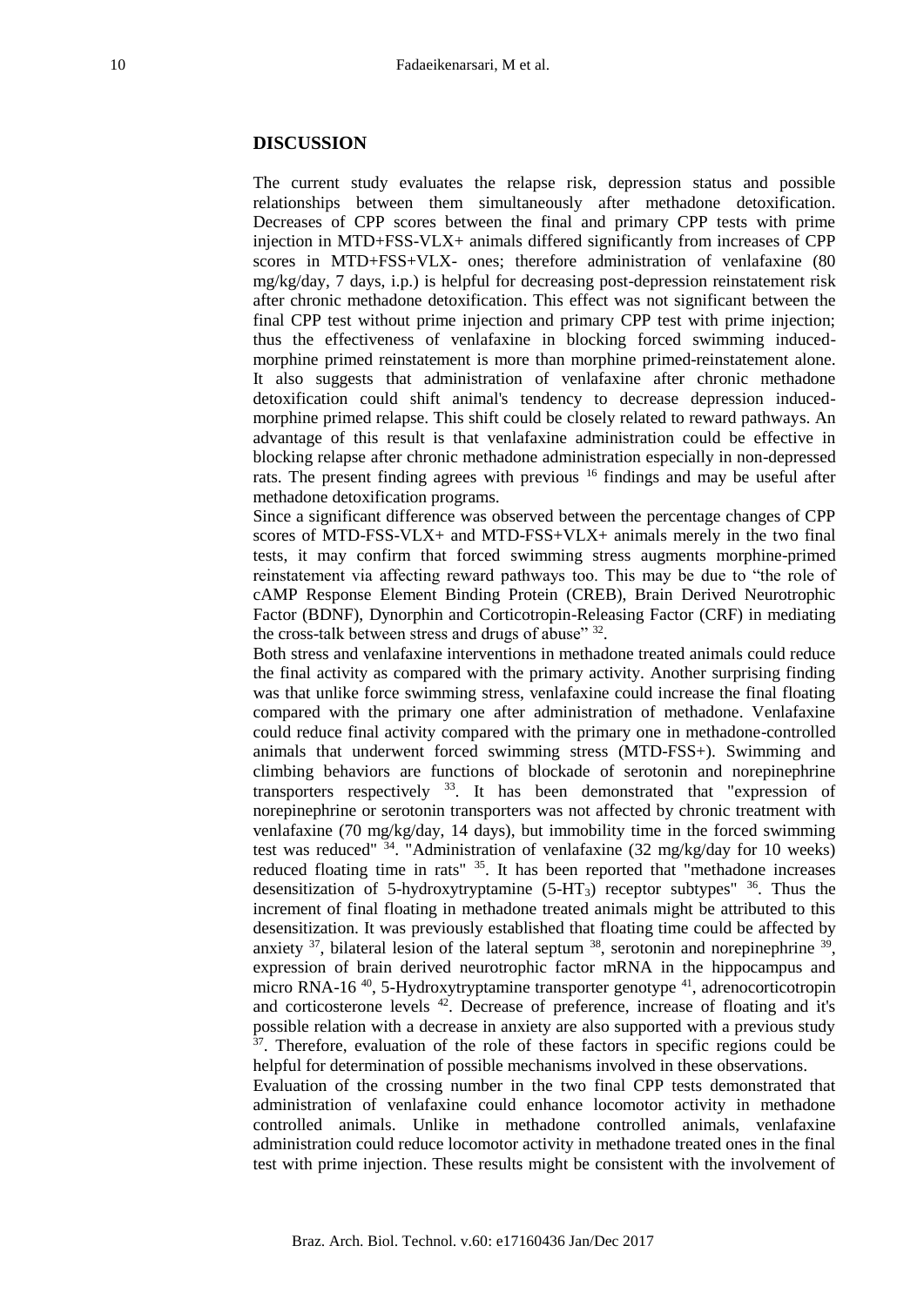## DISCUSSION

The current study evaluates the relapse risk, depression status and possible relationships between them simultaneously after methadone detoxification. Decreases of CPP scores between the final and primary CPP tests with prime injection in MTD+FSS-VLX+ animals differed significantly from increases of CPP scores in MTD+FSS+VLX- ones; therefore administration of venlafaxine (80 mg/kg/day, 7 days, i.p.) is helpful for decreasing post-depression reinstatement risk after chronic methadone detoxification. This effect was not significant between the final CPP test without prime injection and primary CPP test with prime injection; thus the effectiveness of venlafaxine in blocking forced swimming induced-morphine primed reinstatement is more than morphine primed-reinstatement alone. It also suggests that administration of venlafaxine after chronic methadone detoxification could shift animal's tendency to decrease depression induced-morphine primed relapse. This shift could be closely related to reward pathways. An advantage of this result is that venlafaxine administration could be effective in blocking relapse after chronic methadone administration especially in non-depressed rats. The present finding agrees with previous [16] findings and may be useful after methadone detoxification programs.

Since a significant difference was observed between the percentage changes of CPP scores of MTD-FSS-VLX+ and MTD-FSS+VLX+ animals merely in the two final tests, it may confirm that forced swimming stress augments morphine-primed reinstatement via affecting reward pathways too. This may be due to "the role of cAMP Response Element Binding Protein (CREB), Brain Derived Neurotrophic Factor (BDNF), Dynorphin and Corticotropin-Releasing Factor (CRF) in mediating the cross-talk between stress and drugs of abuse" [32].

Both stress and venlafaxine interventions in methadone treated animals could reduce the final activity as compared with the primary activity. Another surprising finding was that unlike force swimming stress, venlafaxine could increase the final floating compared with the primary one after administration of methadone. Venlafaxine could reduce final activity compared with the primary one in methadone-controlled animals that underwent forced swimming stress (MTD-FSS+). Swimming and climbing behaviors are functions of blockade of serotonin and norepinephrine transporters respectively [33]. It has been demonstrated that "expression of norepinephrine or serotonin transporters was not affected by chronic treatment with venlafaxine (70 mg/kg/day, 14 days), but immobility time in the forced swimming test was reduced" [34]. "Administration of venlafaxine (32 mg/kg/day for 10 weeks) reduced floating time in rats" [35]. It has been reported that "methadone increases desensitization of 5-hydroxytryptamine (5-$HT_3$) receptor subtypes" [36]. Thus the increment of final floating in methadone treated animals might be attributed to this desensitization. It was previously established that floating time could be affected by anxiety [37], bilateral lesion of the lateral septum [38], serotonin and norepinephrine [39], expression of brain derived neurotrophic factor mRNA in the hippocampus and micro RNA-16 [40], 5-Hydroxytryptamine transporter genotype [41], adrenocorticotropin and corticosterone levels [42]. Decrease of preference, increase of floating and it's possible relation with a decrease in anxiety are also supported with a previous study [37]. Therefore, evaluation of the role of these factors in specific regions could be helpful for determination of possible mechanisms involved in these observations.

Evaluation of the crossing number in the two final CPP tests demonstrated that administration of venlafaxine could enhance locomotor activity in methadone controlled animals. Unlike in methadone controlled animals, venlafaxine administration could reduce locomotor activity in methadone treated ones in the final test with prime injection. These results might be consistent with the involvement of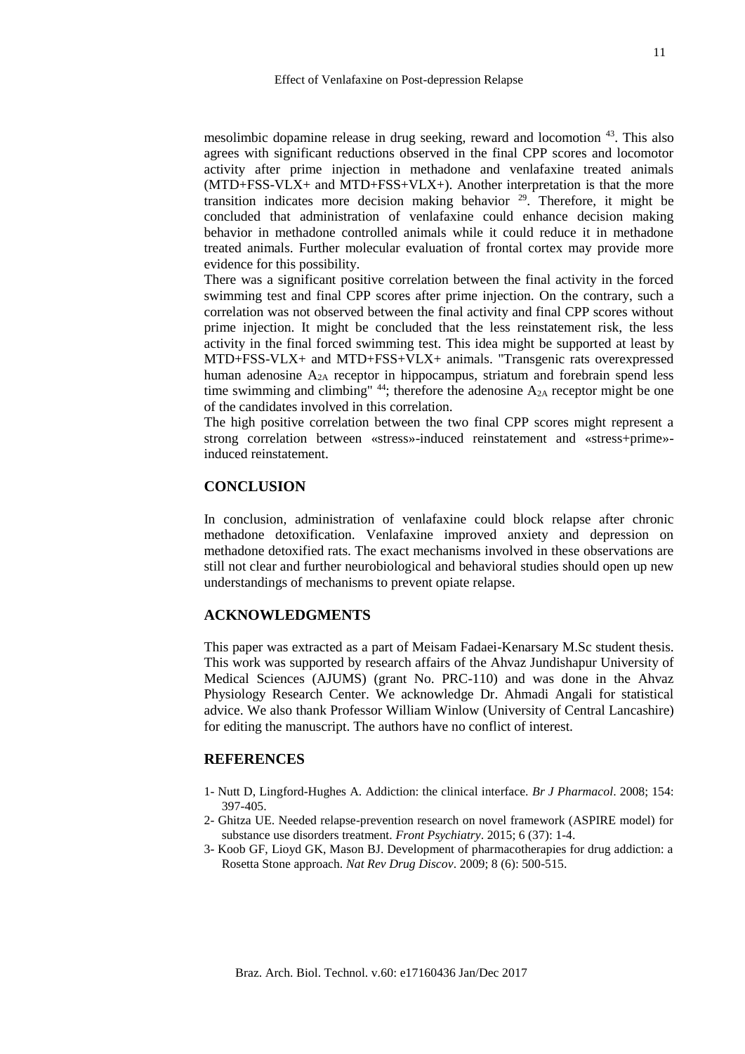mesolimbic dopamine release in drug seeking, reward and locomotion [43]. This also agrees with significant reductions observed in the final CPP scores and locomotor activity after prime injection in methadone and venlafaxine treated animals (MTD+FSS-VLX+ and MTD+FSS+VLX+). Another interpretation is that the more transition indicates more decision making behavior [29]. Therefore, it might be concluded that administration of venlafaxine could enhance decision making behavior in methadone controlled animals while it could reduce it in methadone treated animals. Further molecular evaluation of frontal cortex may provide more evidence for this possibility.

There was a significant positive correlation between the final activity in the forced swimming test and final CPP scores after prime injection. On the contrary, such a correlation was not observed between the final activity and final CPP scores without prime injection. It might be concluded that the less reinstatement risk, the less activity in the final forced swimming test. This idea might be supported at least by MTD+FSS-VLX+ and MTD+FSS+VLX+ animals. "Transgenic rats overexpressed human adenosine $A_{2A}$ receptor in hippocampus, striatum and forebrain spend less time swimming and climbing" [44]; therefore the adenosine $A_{2A}$ receptor might be one of the candidates involved in this correlation.

The high positive correlation between the two final CPP scores might represent a strong correlation between «stress»-induced reinstatement and «stress+prime»-induced reinstatement.

## CONCLUSION

In conclusion, administration of venlafaxine could block relapse after chronic methadone detoxification. Venlafaxine improved anxiety and depression on methadone detoxified rats. The exact mechanisms involved in these observations are still not clear and further neurobiological and behavioral studies should open up new understandings of mechanisms to prevent opiate relapse.

## ACKNOWLEDGMENTS

This paper was extracted as a part of Meisam Fadaei-Kenarsary M.Sc student thesis. This work was supported by research affairs of the Ahvaz Jundishapur University of Medical Sciences (AJUMS) (grant No. PRC-110) and was done in the Ahvaz Physiology Research Center. We acknowledge Dr. Ahmadi Angali for statistical advice. We also thank Professor William Winlow (University of Central Lancashire) for editing the manuscript. The authors have no conflict of interest.

## REFERENCES

1- Nutt D, Lingford-Hughes A. Addiction: the clinical interface. *Br J Pharmacol*. 2008; 154: 397-405.

2- Ghitza UE. Needed relapse-prevention research on novel framework (ASPIRE model) for substance use disorders treatment. *Front Psychiatry*. 2015; 6 (37): 1-4.

3- Koob GF, Lioyd GK, Mason BJ. Development of pharmacotherapies for drug addiction: a Rosetta Stone approach. *Nat Rev Drug Discov*. 2009; 8 (6): 500-515.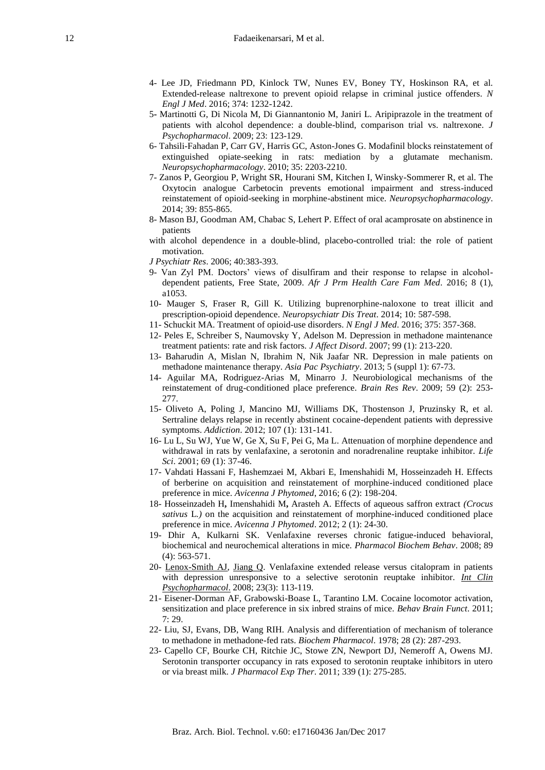4- Lee JD, Friedmann PD, Kinlock TW, Nunes EV, Boney TY, Hoskinson RA, et al. Extended-release naltrexone to prevent opioid relapse in criminal justice offenders. *N Engl J Med*. 2016; 374: 1232-1242.

5- Martinotti G, Di Nicola M, Di Giannantonio M, Janiri L. Aripiprazole in the treatment of patients with alcohol dependence: a double-blind, comparison trial vs. naltrexone. *J Psychopharmacol*. 2009; 23: 123-129.

6- Tahsili-Fahadan P, Carr GV, Harris GC, Aston-Jones G. Modafinil blocks reinstatement of extinguished opiate-seeking in rats: mediation by a glutamate mechanism. *Neuropsychopharmacology*. 2010; 35: 2203-2210.

7- Zanos P, Georgiou P, Wright SR, Hourani SM, Kitchen I, Winsky-Sommerer R, et al. The Oxytocin analogue Carbetocin prevents emotional impairment and stress-induced reinstatement of opioid-seeking in morphine-abstinent mice. *Neuropsychopharmacology*. 2014; 39: 855-865.

8- Mason BJ, Goodman AM, Chabac S, Lehert P. Effect of oral acamprosate on abstinence in patients
with alcohol dependence in a double-blind, placebo-controlled trial: the role of patient motivation.
*J Psychiatr Res*. 2006; 40:383-393.

9- Van Zyl PM. Doctors' views of disulfiram and their response to relapse in alcohol-dependent patients, Free State, 2009. *Afr J Prm Health Care Fam Med*. 2016; 8 (1), a1053.

10- Mauger S, Fraser R, Gill K. Utilizing buprenorphine-naloxone to treat illicit and prescription-opioid dependence. *Neuropsychiatr Dis Treat*. 2014; 10: 587-598.

11- Schuckit MA. Treatment of opioid-use disorders. *N Engl J Med*. 2016; 375: 357-368.

12- Peles E, Schreiber S, Naumovsky Y, Adelson M. Depression in methadone maintenance treatment patients: rate and risk factors. *J Affect Disord*. 2007; 99 (1): 213-220.

13- Baharudin A, Mislan N, Ibrahim N, Nik Jaafar NR. Depression in male patients on methadone maintenance therapy. *Asia Pac Psychiatry*. 2013; 5 (suppl 1): 67-73.

14- Aguilar MA, Rodriguez-Arias M, Minarro J. Neurobiological mechanisms of the reinstatement of drug-conditioned place preference. *Brain Res Rev*. 2009; 59 (2): 253-277.

15- Oliveto A, Poling J, Mancino MJ, Williams DK, Thostenson J, Pruzinsky R, et al. Sertraline delays relapse in recently abstinent cocaine-dependent patients with depressive symptoms. *Addiction*. 2012; 107 (1): 131-141.

16- Lu L, Su WJ, Yue W, Ge X, Su F, Pei G, Ma L. Attenuation of morphine dependence and withdrawal in rats by venlafaxine, a serotonin and noradrenaline reuptake inhibitor. *Life Sci*. 2001; 69 (1): 37-46.

17- Vahdati Hassani F, Hashemzaei M, Akbari E, Imenshahidi M, Hosseinzadeh H. Effects of berberine on acquisition and reinstatement of morphine-induced conditioned place preference in mice. *Avicenna J Phytomed*, 2016; 6 (2): 198-204.

18- Hosseinzadeh H**,** Imenshahidi M**,** Arasteh A. Effects of aqueous saffron extract *(Crocus sativus* L*.)* on the acquisition and reinstatement of morphine-induced conditioned place preference in mice. *Avicenna J Phytomed*. 2012; 2 (1): 24-30.

19- Dhir A, Kulkarni SK. Venlafaxine reverses chronic fatigue-induced behavioral, biochemical and neurochemical alterations in mice. *Pharmacol Biochem Behav*. 2008; 89 (4): 563-571.

20- Lenox-Smith AJ, Jiang Q. Venlafaxine extended release versus citalopram in patients with depression unresponsive to a selective serotonin reuptake inhibitor. *Int Clin Psychopharmacol*. 2008; 23(3): 113-119.

21- Eisener-Dorman AF, Grabowski-Boase L, Tarantino LM. Cocaine locomotor activation, sensitization and place preference in six inbred strains of mice. *Behav Brain Funct*. 2011; 7: 29.

22- Liu, SJ, Evans, DB, Wang RIH. Analysis and differentiation of mechanism of tolerance to methadone in methadone-fed rats. *Biochem Pharmacol*. 1978; 28 (2): 287-293.

23- Capello CF, Bourke CH, Ritchie JC, Stowe ZN, Newport DJ, Nemeroff A, Owens MJ. Serotonin transporter occupancy in rats exposed to serotonin reuptake inhibitors in utero or via breast milk. *J Pharmacol Exp Ther*. 2011; 339 (1): 275-285.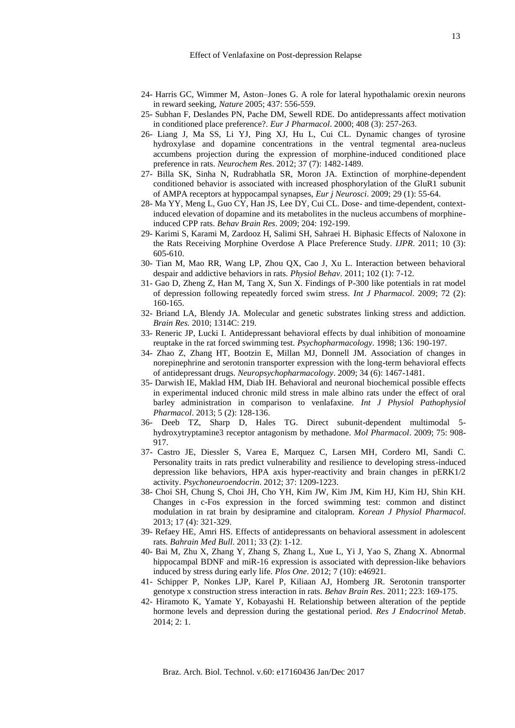24- Harris GC, Wimmer M, Aston–Jones G. A role for lateral hypothalamic orexin neurons in reward seeking, *Nature* 2005; 437: 556-559.

25- Subhan F, Deslandes PN, Pache DM, Sewell RDE. Do antidepressants affect motivation in conditioned place preference?. *Eur J Pharmacol*. 2000; 408 (3): 257-263.

26- Liang J, Ma SS, Li YJ, Ping XJ, Hu L, Cui CL. Dynamic changes of tyrosine hydroxylase and dopamine concentrations in the ventral tegmental area-nucleus accumbens projection during the expression of morphine-induced conditioned place preference in rats. *Neurochem Res*. 2012; 37 (7): 1482-1489.

27- Billa SK, Sinha N, Rudrabhatla SR, Moron JA. Extinction of morphine-dependent conditioned behavior is associated with increased phosphorylation of the GluR1 subunit of AMPA receptors at hyppocampal synapses, *Eur j Neurosci*. 2009; 29 (1): 55-64.

28- Ma YY, Meng L, Guo CY, Han JS, Lee DY, Cui CL. Dose- and time-dependent, context-induced elevation of dopamine and its metabolites in the nucleus accumbens of morphine-induced CPP rats. *Behav Brain Res*. 2009; 204: 192-199.

29- Karimi S, Karami M, Zardooz H, Salimi SH, Sahraei H. Biphasic Effects of Naloxone in the Rats Receiving Morphine Overdose A Place Preference Study. *IJPR*. 2011; 10 (3): 605-610.

30- Tian M, Mao RR, Wang LP, Zhou QX, Cao J, Xu L. Interaction between behavioral despair and addictive behaviors in rats. *Physiol Behav*. 2011; 102 (1): 7-12.

31- Gao D, Zheng Z, Han M, Tang X, Sun X. Findings of P-300 like potentials in rat model of depression following repeatedly forced swim stress. *Int J Pharmacol*. 2009; 72 (2): 160-165.

32- Briand LA, Blendy JA. Molecular and genetic substrates linking stress and addiction. *Brain Res.* 2010; 1314C: 219.

33- Reneric JP, Lucki I. Antidepressant behavioral effects by dual inhibition of monoamine reuptake in the rat forced swimming test. *Psychopharmacology*. 1998; 136: 190-197.

34- Zhao Z, Zhang HT, Bootzin E, Millan MJ, Donnell JM. Association of changes in norepinephrine and serotonin transporter expression with the long-term behavioral effects of antidepressant drugs. *Neuropsychopharmacology*. 2009; 34 (6): 1467-1481.

35- Darwish IE, Maklad HM, Diab IH. Behavioral and neuronal biochemical possible effects in experimental induced chronic mild stress in male albino rats under the effect of oral barley administration in comparison to venlafaxine. *Int J Physiol Pathophysiol Pharmacol*. 2013; 5 (2): 128-136.

36- Deeb TZ, Sharp D, Hales TG. Direct subunit-dependent multimodal 5-hydroxytryptamine3 receptor antagonism by methadone. *Mol Pharmacol*. 2009; 75: 908-917.

37- Castro JE, Diessler S, Varea E, Marquez C, Larsen MH, Cordero MI, Sandi C. Personality traits in rats predict vulnerability and resilience to developing stress-induced depression like behaviors, HPA axis hyper-reactivity and brain changes in pERK1/2 activity. *Psychoneuroendocrin*. 2012; 37: 1209-1223.

38- Choi SH, Chung S, Choi JH, Cho YH, Kim JW, Kim JM, Kim HJ, Kim HJ, Shin KH. Changes in c-Fos expression in the forced swimming test: common and distinct modulation in rat brain by desipramine and citalopram. *Korean J Physiol Pharmacol*. 2013; 17 (4): 321-329.

39- Refaey HE, Amri HS. Effects of antidepressants on behavioral assessment in adolescent rats. *Bahrain Med Bull*. 2011; 33 (2): 1-12.

40- Bai M, Zhu X, Zhang Y, Zhang S, Zhang L, Xue L, Yi J, Yao S, Zhang X. Abnormal hippocampal BDNF and miR-16 expression is associated with depression-like behaviors induced by stress during early life. *Plos One*. 2012; 7 (10): e46921.

41- Schipper P, Nonkes LJP, Karel P, Kiliaan AJ, Homberg JR. Serotonin transporter genotype x construction stress interaction in rats. *Behav Brain Res*. 2011; 223: 169-175.

42- Hiramoto K, Yamate Y, Kobayashi H. Relationship between alteration of the peptide hormone levels and depression during the gestational period. *Res J Endocrinol Metab*. 2014; 2: 1.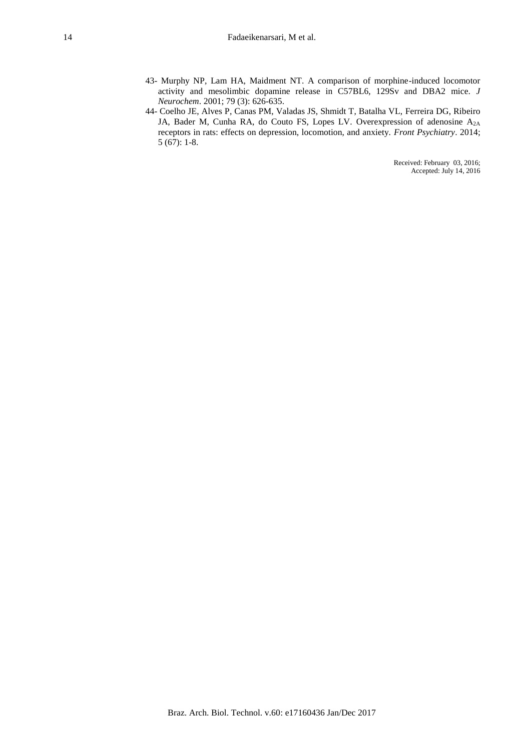43- Murphy NP, Lam HA, Maidment NT. A comparison of morphine-induced locomotor activity and mesolimbic dopamine release in C57BL6, 129Sv and DBA2 mice. *J Neurochem*. 2001; 79 (3): 626-635.

44- Coelho JE, Alves P, Canas PM, Valadas JS, Shmidt T, Batalha VL, Ferreira DG, Ribeiro JA, Bader M, Cunha RA, do Couto FS, Lopes LV. Overexpression of adenosine $A_{2A}$ receptors in rats: effects on depression, locomotion, and anxiety. *Front Psychiatry*. 2014; 5 (67): 1-8.

Received: February 03, 2016;
Accepted: July 14, 2016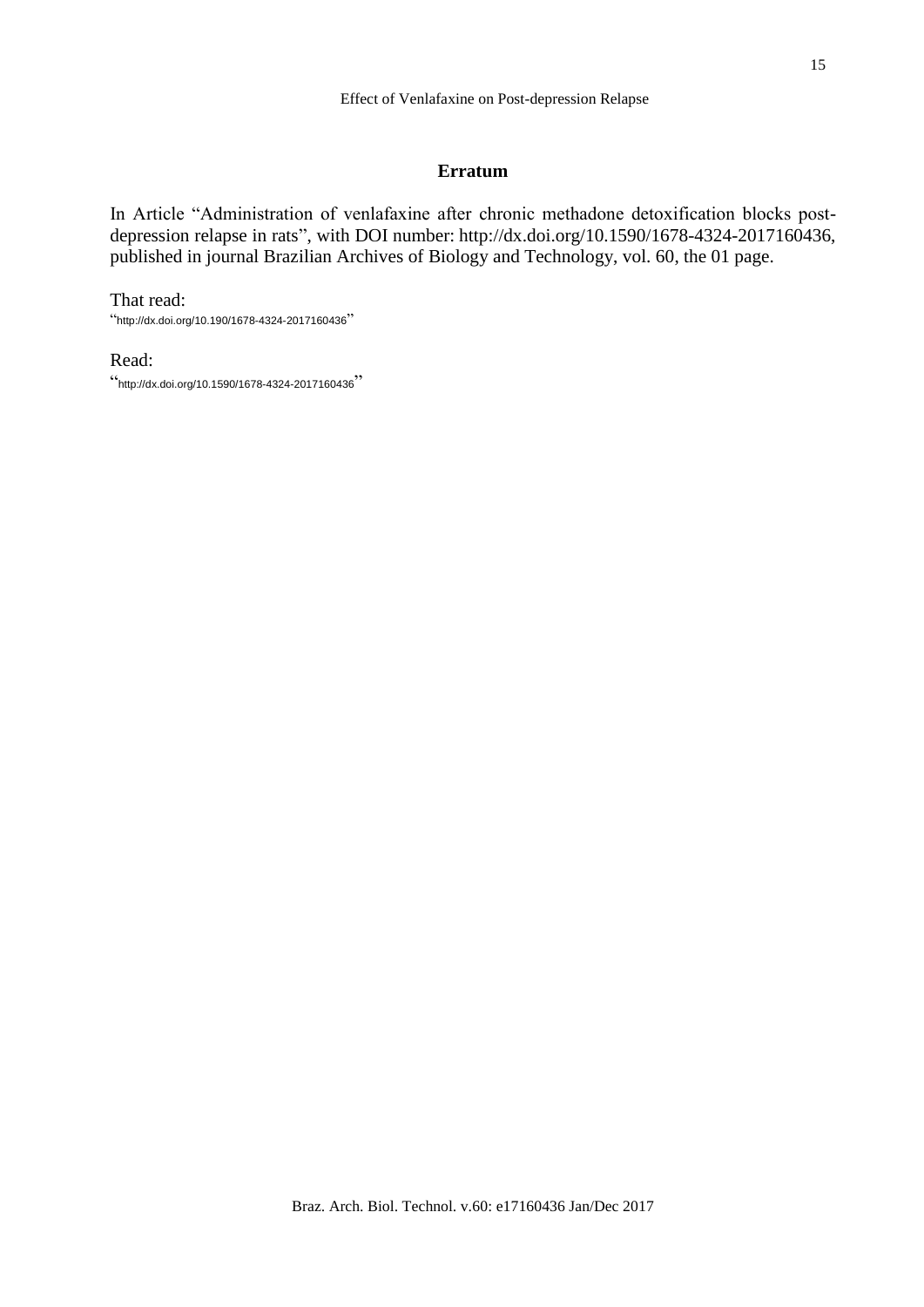## Erratum

In Article "Administration of venlafaxine after chronic methadone detoxification blocks post-depression relapse in rats", with DOI number: http://dx.doi.org/10.1590/1678-4324-2017160436, published in journal Brazilian Archives of Biology and Technology, vol. 60, the 01 page.

That read:

"http://dx.doi.org/10.190/1678-4324-2017160436"

Read:

"http://dx.doi.org/10.1590/1678-4324-2017160436"